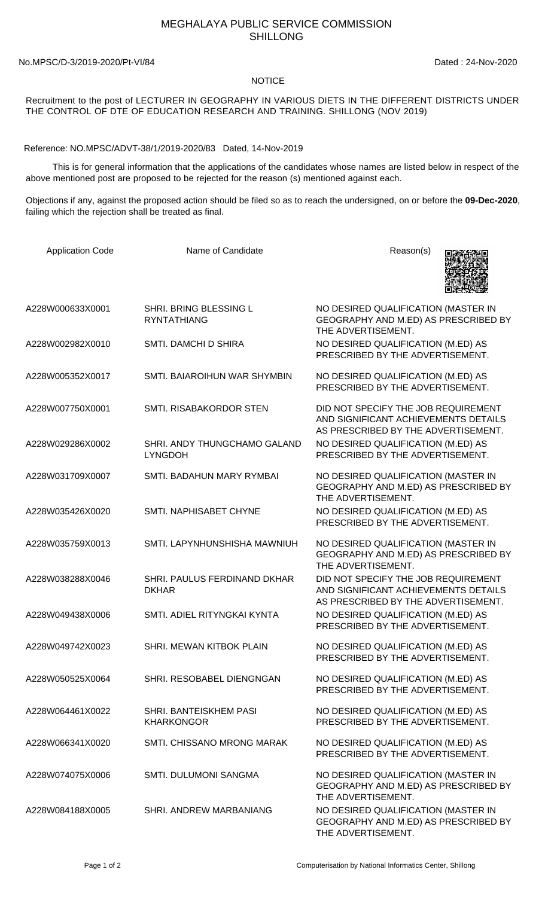# MEGHALAYA PUBLIC SERVICE COMMISSION
## SHILLONG

No.MPSC/D-3/2019-2020/Pt-VI/84 Dated : 24-Nov-2020

**NOTICE**

Recruitment to the post of LECTURER IN GEOGRAPHY IN VARIOUS DIETS IN THE DIFFERENT DISTRICTS UNDER THE CONTROL OF DTE OF EDUCATION RESEARCH AND TRAINING. SHILLONG (NOV 2019)

Reference: NO.MPSC/ADVT-38/1/2019-2020/83 Dated, 14-Nov-2019

This is for general information that the applications of the candidates whose names are listed below in respect of the above mentioned post are proposed to be rejected for the reason (s) mentioned against each.

Objections if any, against the proposed action should be filed so as to reach the undersigned, on or before the **09-Dec-2020**, failing which the rejection shall be treated as final.

| Application Code | Name of Candidate | Reason(s) |
|---|---|---|
| A228W000633X0001 | SHRI. BRING BLESSING L RYNTATHIANG | NO DESIRED QUALIFICATION (MASTER IN GEOGRAPHY AND M.ED) AS PRESCRIBED BY THE ADVERTISEMENT. |
| A228W002982X0010 | SMTI. DAMCHI D SHIRA | NO DESIRED QUALIFICATION (M.ED) AS PRESCRIBED BY THE ADVERTISEMENT. |
| A228W005352X0017 | SMTI. BAIAROIHUN WAR SHYMBIN | NO DESIRED QUALIFICATION (M.ED) AS PRESCRIBED BY THE ADVERTISEMENT. |
| A228W007750X0001 | SMTI. RISABAKORDOR STEN | DID NOT SPECIFY THE JOB REQUIREMENT AND SIGNIFICANT ACHIEVEMENTS DETAILS AS PRESCRIBED BY THE ADVERTISEMENT. |
| A228W029286X0002 | SHRI. ANDY THUNGCHAMO GALAND LYNGDOH | NO DESIRED QUALIFICATION (M.ED) AS PRESCRIBED BY THE ADVERTISEMENT. |
| A228W031709X0007 | SMTI. BADAHUN MARY RYMBAI | NO DESIRED QUALIFICATION (MASTER IN GEOGRAPHY AND M.ED) AS PRESCRIBED BY THE ADVERTISEMENT. |
| A228W035426X0020 | SMTI. NAPHISABET CHYNE | NO DESIRED QUALIFICATION (M.ED) AS PRESCRIBED BY THE ADVERTISEMENT. |
| A228W035759X0013 | SMTI. LAPYNHUNSHISHA MAWNIUH | NO DESIRED QUALIFICATION (MASTER IN GEOGRAPHY AND M.ED) AS PRESCRIBED BY THE ADVERTISEMENT. |
| A228W038288X0046 | SHRI. PAULUS FERDINAND DKHAR DKHAR | DID NOT SPECIFY THE JOB REQUIREMENT AND SIGNIFICANT ACHIEVEMENTS DETAILS AS PRESCRIBED BY THE ADVERTISEMENT. |
| A228W049438X0006 | SMTI. ADIEL RITYNGKAI KYNTA | NO DESIRED QUALIFICATION (M.ED) AS PRESCRIBED BY THE ADVERTISEMENT. |
| A228W049742X0023 | SHRI. MEWAN KITBOK PLAIN | NO DESIRED QUALIFICATION (M.ED) AS PRESCRIBED BY THE ADVERTISEMENT. |
| A228W050525X0064 | SHRI. RESOBABEL DIENGNGAN | NO DESIRED QUALIFICATION (M.ED) AS PRESCRIBED BY THE ADVERTISEMENT. |
| A228W064461X0022 | SHRI. BANTEISKHEM PASI KHARKONGOR | NO DESIRED QUALIFICATION (M.ED) AS PRESCRIBED BY THE ADVERTISEMENT. |
| A228W066341X0020 | SMTI. CHISSANO MRONG MARAK | NO DESIRED QUALIFICATION (M.ED) AS PRESCRIBED BY THE ADVERTISEMENT. |
| A228W074075X0006 | SMTI. DULUMONI SANGMA | NO DESIRED QUALIFICATION (MASTER IN GEOGRAPHY AND M.ED) AS PRESCRIBED BY THE ADVERTISEMENT. |
| A228W084188X0005 | SHRI. ANDREW MARBANIANG | NO DESIRED QUALIFICATION (MASTER IN GEOGRAPHY AND M.ED) AS PRESCRIBED BY THE ADVERTISEMENT. |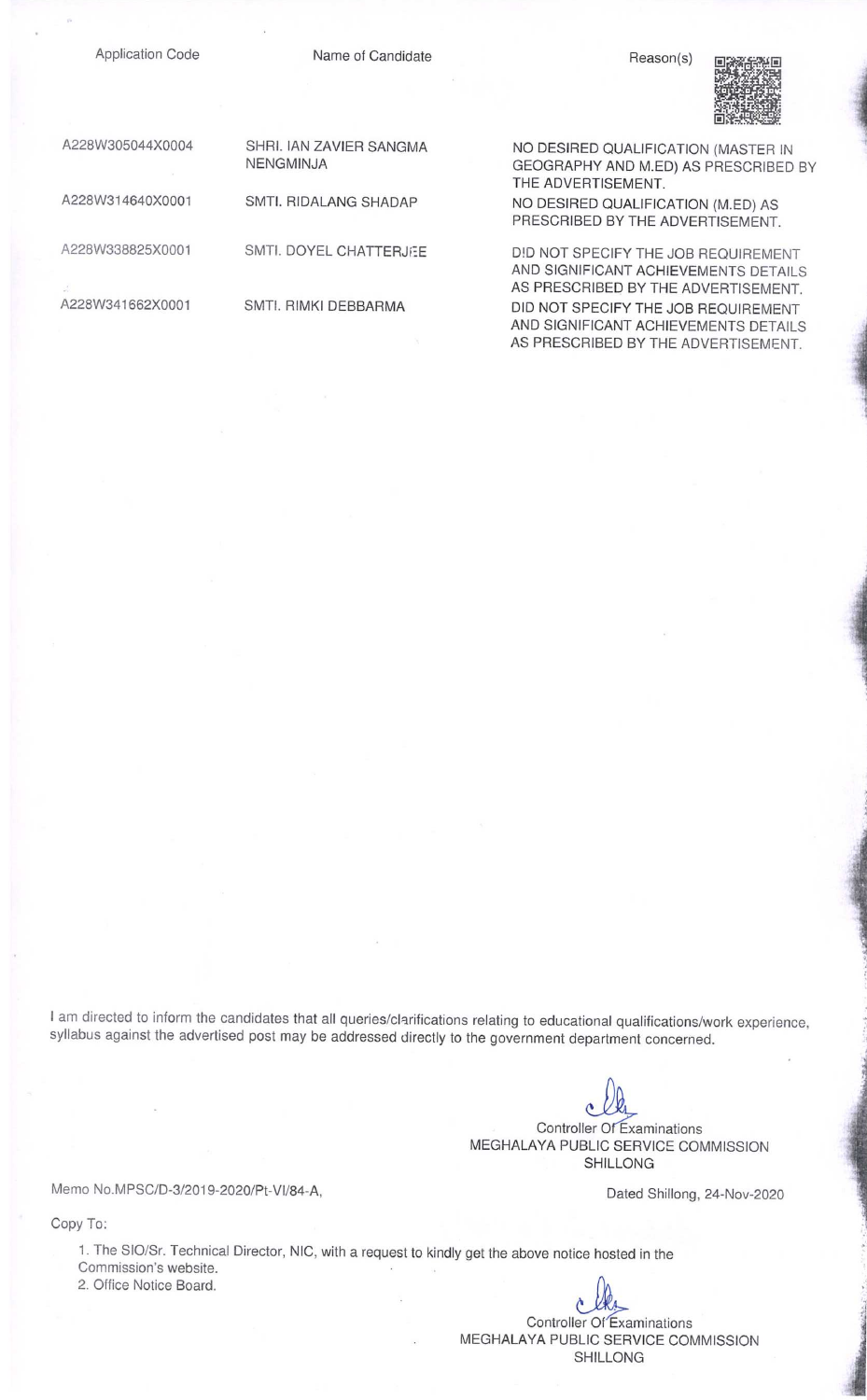| Application Code | Name of Candidate | Reason(s) |
|---|---|---|
| A228W305044X0004 | SHRI. IAN ZAVIER SANGMA NENGMINJA | NO DESIRED QUALIFICATION (MASTER IN GEOGRAPHY AND M.ED) AS PRESCRIBED BY THE ADVERTISEMENT. |
| A228W314640X0001 | SMTI. RIDALANG SHADAP | NO DESIRED QUALIFICATION (M.ED) AS PRESCRIBED BY THE ADVERTISEMENT. |
| A228W338825X0001 | SMTI. DOYEL CHATTERJEE | DID NOT SPECIFY THE JOB REQUIREMENT AND SIGNIFICANT ACHIEVEMENTS DETAILS AS PRESCRIBED BY THE ADVERTISEMENT. |
| A228W341662X0001 | SMTI. RIMKI DEBBARMA | DID NOT SPECIFY THE JOB REQUIREMENT AND SIGNIFICANT ACHIEVEMENTS DETAILS AS PRESCRIBED BY THE ADVERTISEMENT. |

I am directed to inform the candidates that all queries/clarifications relating to educational qualifications/work experience, syllabus against the advertised post may be addressed directly to the government department concerned.

Controller Of Examinations
MEGHALAYA PUBLIC SERVICE COMMISSION
SHILLONG

Memo No.MPSC/D-3/2019-2020/Pt-VI/84-A,

Dated Shillong, 24-Nov-2020

Copy To:

1. The SIO/Sr. Technical Director, NIC, with a request to kindly get the above notice hosted in the Commission's website.
2. Office Notice Board.

Controller Of Examinations
MEGHALAYA PUBLIC SERVICE COMMISSION
SHILLONG